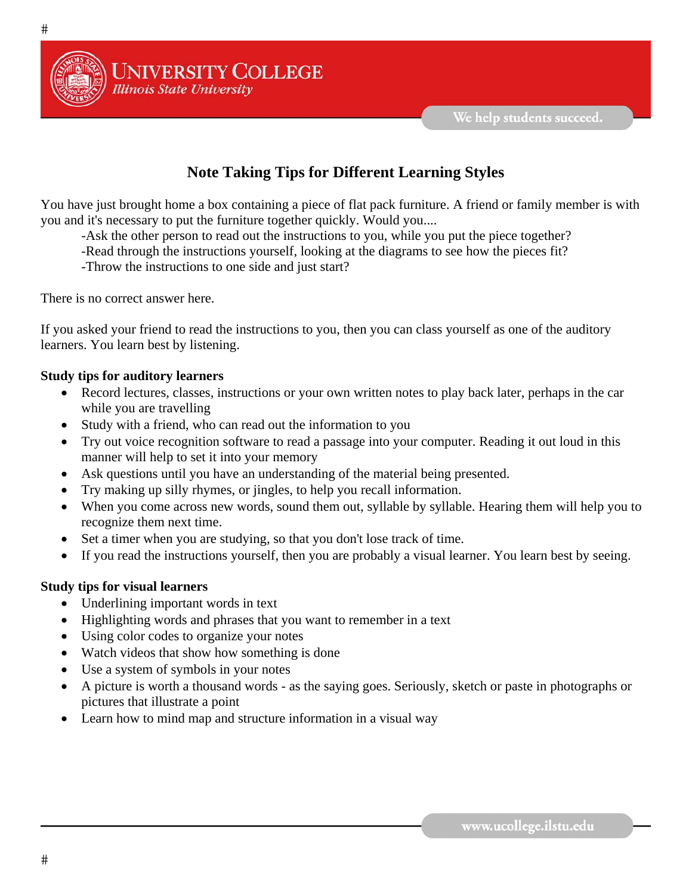# Note Taking Tips for Different Learning Styles

You have just brought home a box containing a piece of flat pack furniture. A friend or family member is with you and it's necessary to put the furniture together quickly. Would you....

-Ask the other person to read out the instructions to you, while you put the piece together?
-Read through the instructions yourself, looking at the diagrams to see how the pieces fit?
-Throw the instructions to one side and just start?

There is no correct answer here.

If you asked your friend to read the instructions to you, then you can class yourself as one of the auditory learners. You learn best by listening.

**Study tips for auditory learners**

- Record lectures, classes, instructions or your own written notes to play back later, perhaps in the car while you are travelling
- Study with a friend, who can read out the information to you
- Try out voice recognition software to read a passage into your computer. Reading it out loud in this manner will help to set it into your memory
- Ask questions until you have an understanding of the material being presented.
- Try making up silly rhymes, or jingles, to help you recall information.
- When you come across new words, sound them out, syllable by syllable. Hearing them will help you to recognize them next time.
- Set a timer when you are studying, so that you don't lose track of time.
- If you read the instructions yourself, then you are probably a visual learner. You learn best by seeing.

**Study tips for visual learners**

- Underlining important words in text
- Highlighting words and phrases that you want to remember in a text
- Using color codes to organize your notes
- Watch videos that show how something is done
- Use a system of symbols in your notes
- A picture is worth a thousand words - as the saying goes. Seriously, sketch or paste in photographs or pictures that illustrate a point
- Learn how to mind map and structure information in a visual way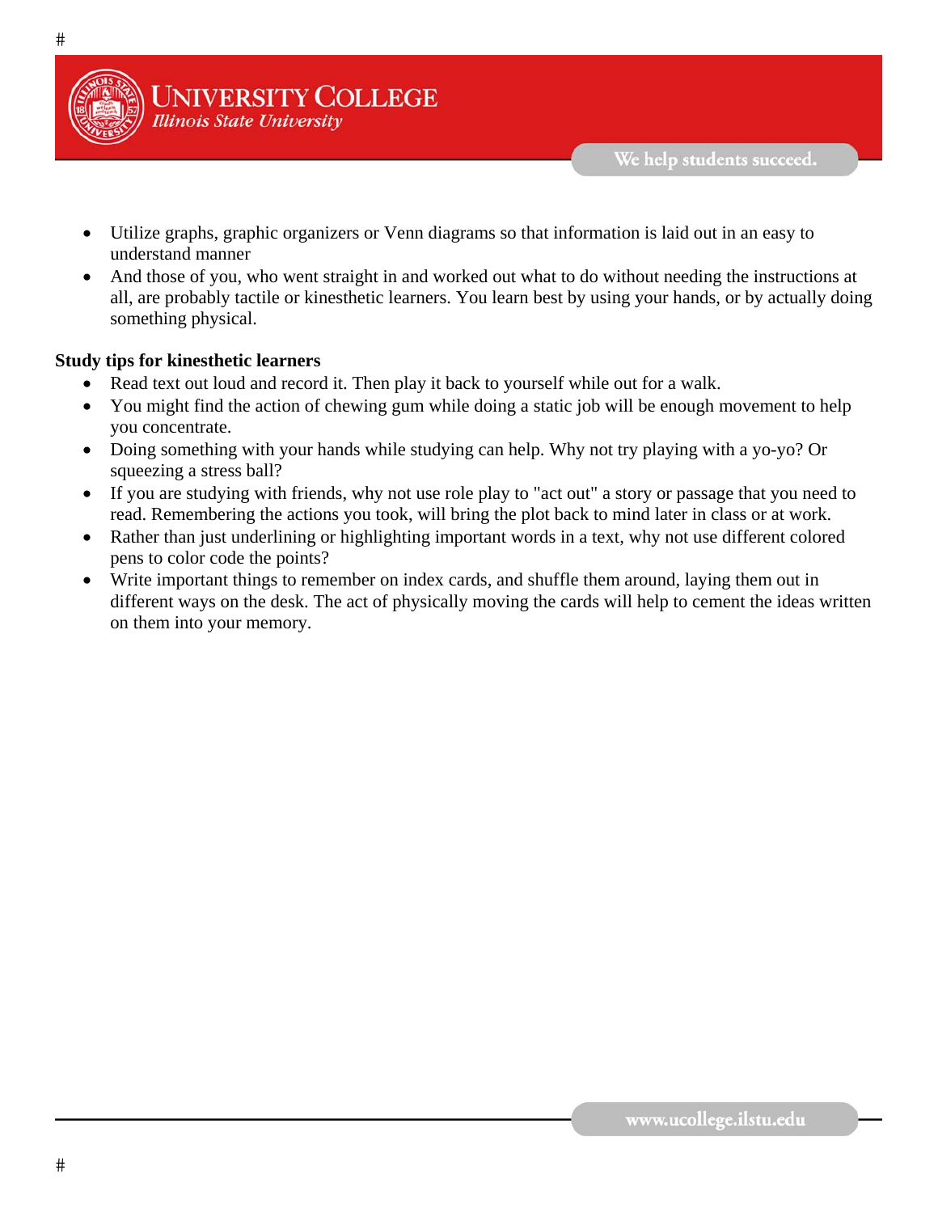- Utilize graphs, graphic organizers or Venn diagrams so that information is laid out in an easy to understand manner
- And those of you, who went straight in and worked out what to do without needing the instructions at all, are probably tactile or kinesthetic learners. You learn best by using your hands, or by actually doing something physical.

**Study tips for kinesthetic learners**

- Read text out loud and record it. Then play it back to yourself while out for a walk.
- You might find the action of chewing gum while doing a static job will be enough movement to help you concentrate.
- Doing something with your hands while studying can help. Why not try playing with a yo-yo? Or squeezing a stress ball?
- If you are studying with friends, why not use role play to "act out" a story or passage that you need to read. Remembering the actions you took, will bring the plot back to mind later in class or at work.
- Rather than just underlining or highlighting important words in a text, why not use different colored pens to color code the points?
- Write important things to remember on index cards, and shuffle them around, laying them out in different ways on the desk. The act of physically moving the cards will help to cement the ideas written on them into your memory.